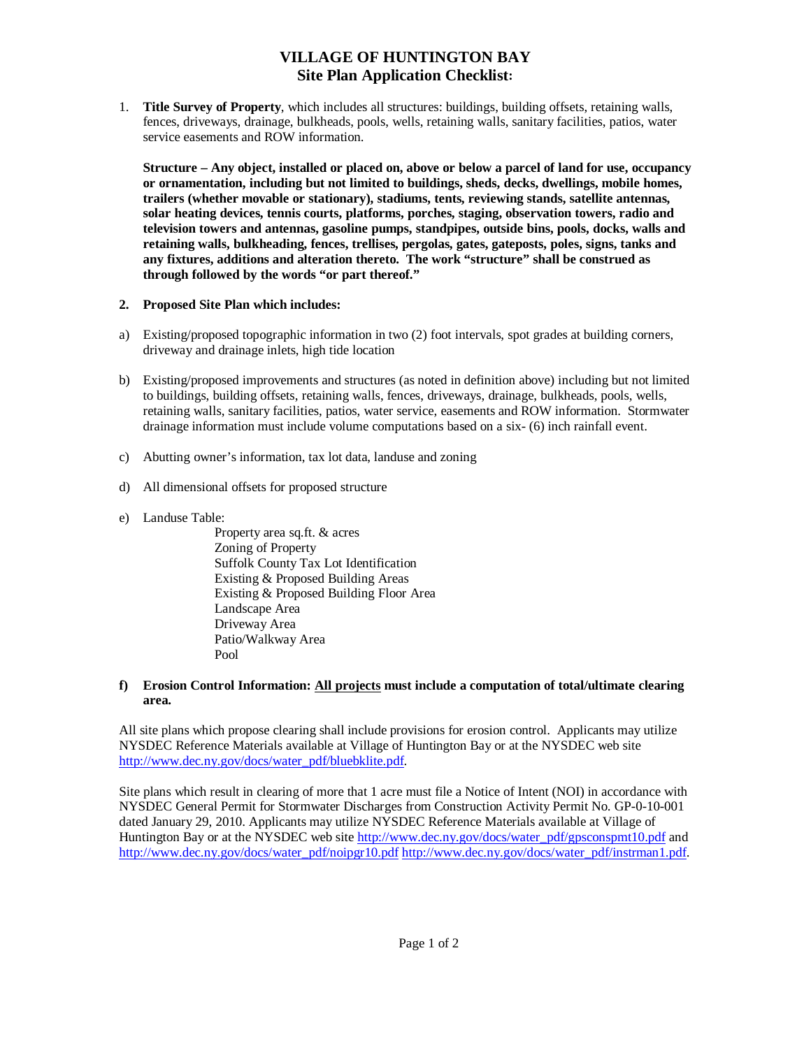# VILLAGE OF HUNTINGTON BAY
## Site Plan Application Checklist:

1. **Title Survey of Property**, which includes all structures: buildings, building offsets, retaining walls, fences, driveways, drainage, bulkheads, pools, wells, retaining walls, sanitary facilities, patios, water service easements and ROW information.

   **Structure – Any object, installed or placed on, above or below a parcel of land for use, occupancy or ornamentation, including but not limited to buildings, sheds, decks, dwellings, mobile homes, trailers (whether movable or stationary), stadiums, tents, reviewing stands, satellite antennas, solar heating devices, tennis courts, platforms, porches, staging, observation towers, radio and television towers and antennas, gasoline pumps, standpipes, outside bins, pools, docks, walls and retaining walls, bulkheading, fences, trellises, pergolas, gates, gateposts, poles, signs, tanks and any fixtures, additions and alteration thereto. The work "structure" shall be construed as through followed by the words "or part thereof."**

2. **Proposed Site Plan which includes:**

a) Existing/proposed topographic information in two (2) foot intervals, spot grades at building corners, driveway and drainage inlets, high tide location

b) Existing/proposed improvements and structures (as noted in definition above) including but not limited to buildings, building offsets, retaining walls, fences, driveways, drainage, bulkheads, pools, wells, retaining walls, sanitary facilities, patios, water service, easements and ROW information. Stormwater drainage information must include volume computations based on a six- (6) inch rainfall event.

c) Abutting owner's information, tax lot data, landuse and zoning

d) All dimensional offsets for proposed structure

e) Landuse Table:
   - Property area sq.ft. & acres
   - Zoning of Property
   - Suffolk County Tax Lot Identification
   - Existing & Proposed Building Areas
   - Existing & Proposed Building Floor Area
   - Landscape Area
   - Driveway Area
   - Patio/Walkway Area
   - Pool

**f) Erosion Control Information: <u>All projects</u> must include a computation of total/ultimate clearing area.**

All site plans which propose clearing shall include provisions for erosion control. Applicants may utilize NYSDEC Reference Materials available at Village of Huntington Bay or at the NYSDEC web site http://www.dec.ny.gov/docs/water_pdf/bluebklite.pdf.

Site plans which result in clearing of more that 1 acre must file a Notice of Intent (NOI) in accordance with NYSDEC General Permit for Stormwater Discharges from Construction Activity Permit No. GP-0-10-001 dated January 29, 2010. Applicants may utilize NYSDEC Reference Materials available at Village of Huntington Bay or at the NYSDEC web site http://www.dec.ny.gov/docs/water_pdf/gpsconspmt10.pdf and http://www.dec.ny.gov/docs/water_pdf/noipgr10.pdf http://www.dec.ny.gov/docs/water_pdf/instrman1.pdf.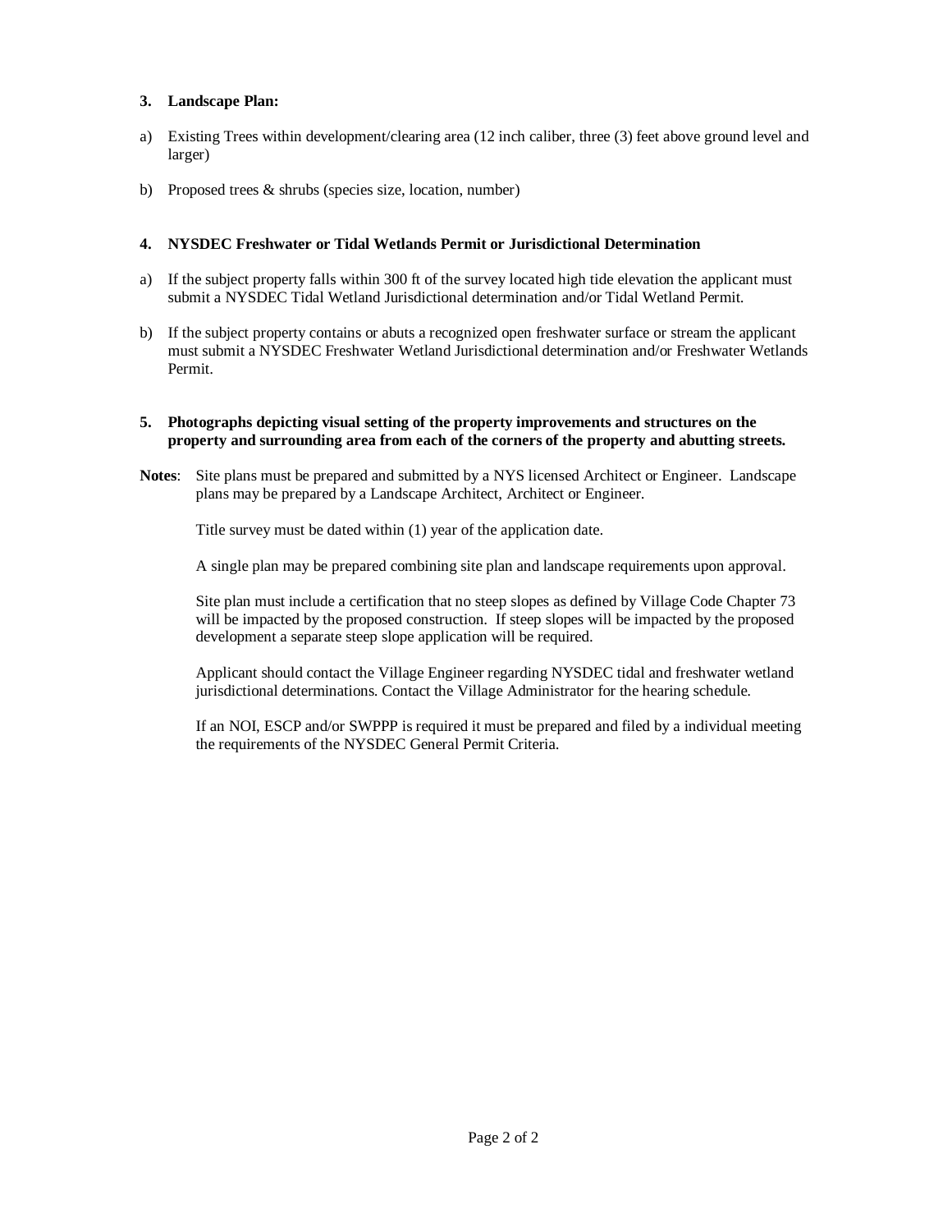**3. Landscape Plan:**

a) Existing Trees within development/clearing area (12 inch caliber, three (3) feet above ground level and larger)

b) Proposed trees & shrubs (species size, location, number)

**4. NYSDEC Freshwater or Tidal Wetlands Permit or Jurisdictional Determination**

a) If the subject property falls within 300 ft of the survey located high tide elevation the applicant must submit a NYSDEC Tidal Wetland Jurisdictional determination and/or Tidal Wetland Permit.

b) If the subject property contains or abuts a recognized open freshwater surface or stream the applicant must submit a NYSDEC Freshwater Wetland Jurisdictional determination and/or Freshwater Wetlands Permit.

**5. Photographs depicting visual setting of the property improvements and structures on the property and surrounding area from each of the corners of the property and abutting streets.**

**Notes**: Site plans must be prepared and submitted by a NYS licensed Architect or Engineer. Landscape plans may be prepared by a Landscape Architect, Architect or Engineer.

Title survey must be dated within (1) year of the application date.

A single plan may be prepared combining site plan and landscape requirements upon approval.

Site plan must include a certification that no steep slopes as defined by Village Code Chapter 73 will be impacted by the proposed construction. If steep slopes will be impacted by the proposed development a separate steep slope application will be required.

Applicant should contact the Village Engineer regarding NYSDEC tidal and freshwater wetland jurisdictional determinations. Contact the Village Administrator for the hearing schedule.

If an NOI, ESCP and/or SWPPP is required it must be prepared and filed by a individual meeting the requirements of the NYSDEC General Permit Criteria.